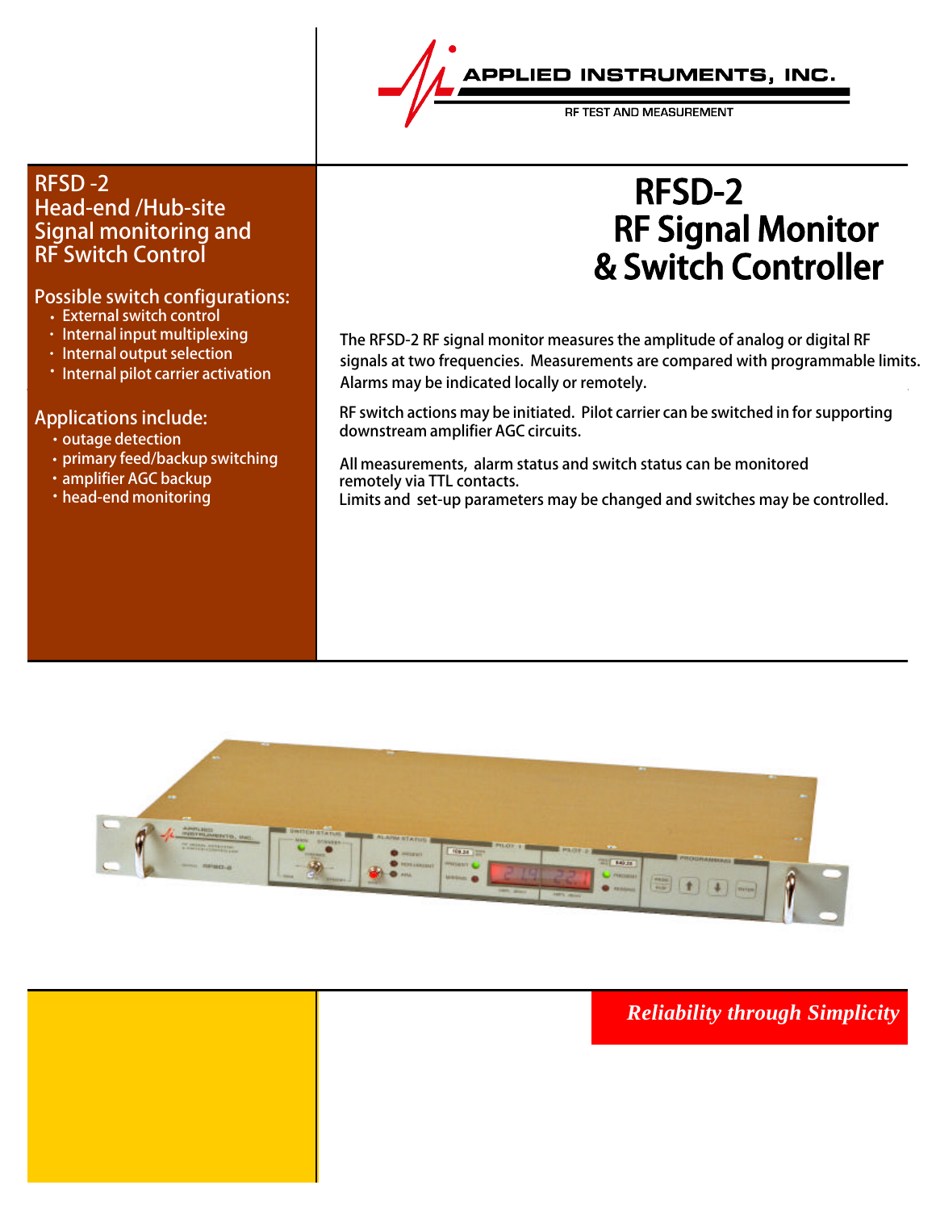APPLIED INSTRUMENTS, INC.

RF TEST AND MEASUREMENT

## RFSD -2
## Head-end /Hub-site Signal monitoring and RF Switch Control

### Possible switch configurations:

- External switch control
- Internal input multiplexing
- Internal output selection
- Internal pilot carrier activation

### Applications include:

- outage detection
- primary feed/backup switching
- amplifier AGC backup
- head-end monitoring

# RFSD-2 RF Signal Monitor & Switch Controller

The RFSD-2 RF signal monitor measures the amplitude of analog or digital RF signals at two frequencies. Measurements are compared with programmable limits. Alarms may be indicated locally or remotely.

RF switch actions may be initiated. Pilot carrier can be switched in for supporting downstream amplifier AGC circuits.

All measurements, alarm status and switch status can be monitored remotely via TTL contacts.
Limits and set-up parameters may be changed and switches may be controlled.

*Reliability through Simplicity*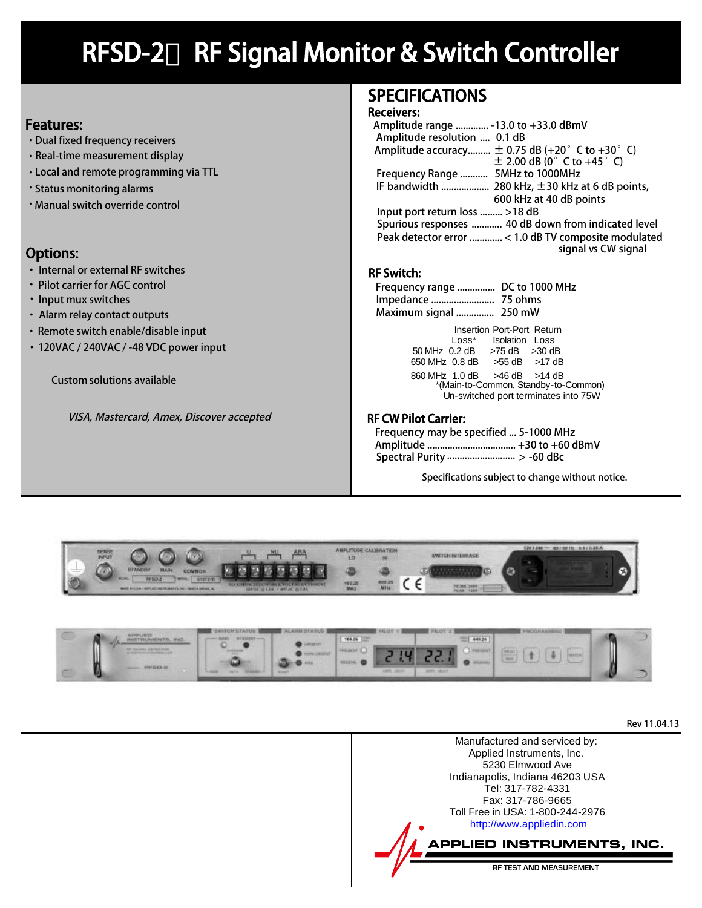# RFSD-2 RF Signal Monitor & Switch Controller

## Features:

- Dual fixed frequency receivers
- Real-time measurement display
- Local and remote programming via TTL
- Status monitoring alarms
- Manual switch override control

## Options:

- Internal or external RF switches
- Pilot carrier for AGC control
- Input mux switches
- Alarm relay contact outputs
- Remote switch enable/disable input
- 120VAC / 240VAC / -48 VDC power input

Custom solutions available

*VISA, Mastercard, Amex, Discover accepted*

## SPECIFICATIONS

### Receivers:

Amplitude range ............ -13.0 to +33.0 dBmV
Amplitude resolution .... 0.1 dB
Amplitude accuracy......... ± 0.75 dB (+20° C to +30° C)
± 2.00 dB (0° C to +45° C)
Frequency Range .......... 5MHz to 1000MHz
IF bandwidth .................. 280 kHz, ±30 kHz at 6 dB points, 600 kHz at 40 dB points
Input port return loss ......... >18 dB
Spurious responses ........... 40 dB down from indicated level
Peak detector error ............ < 1.0 dB TV composite modulated signal vs CW signal

### RF Switch:

Frequency range .............. DC to 1000 MHz
Impedance ........................ 75 ohms
Maximum signal .............. 250 mW

| | Insertion Loss* | Port-Port Isolation | Return Loss |
|---|---|---|---|
| 50 MHz | 0.2 dB | >75 dB | >30 dB |
| 650 MHz | 0.8 dB | >55 dB | >17 dB |
| 860 MHz | 1.0 dB | >46 dB | >14 dB |

*(Main-to-Common, Standby-to-Common)
Un-switched port terminates into 75W

### RF CW Pilot Carrier:

Frequency may be specified ... 5-1000 MHz
Amplitude .................................. +30 to +60 dBmV
Spectral Purity ........................... > -60 dBc

Specifications subject to change without notice.

Rev 11.04.13

Manufactured and serviced by:
Applied Instruments, Inc.
5230 Elmwood Ave
Indianapolis, Indiana 46203 USA
Tel: 317-782-4331
Fax: 317-786-9665
Toll Free in USA: 1-800-244-2976
http://www.appliedin.com

APPLIED INSTRUMENTS, INC.
RF TEST AND MEASUREMENT